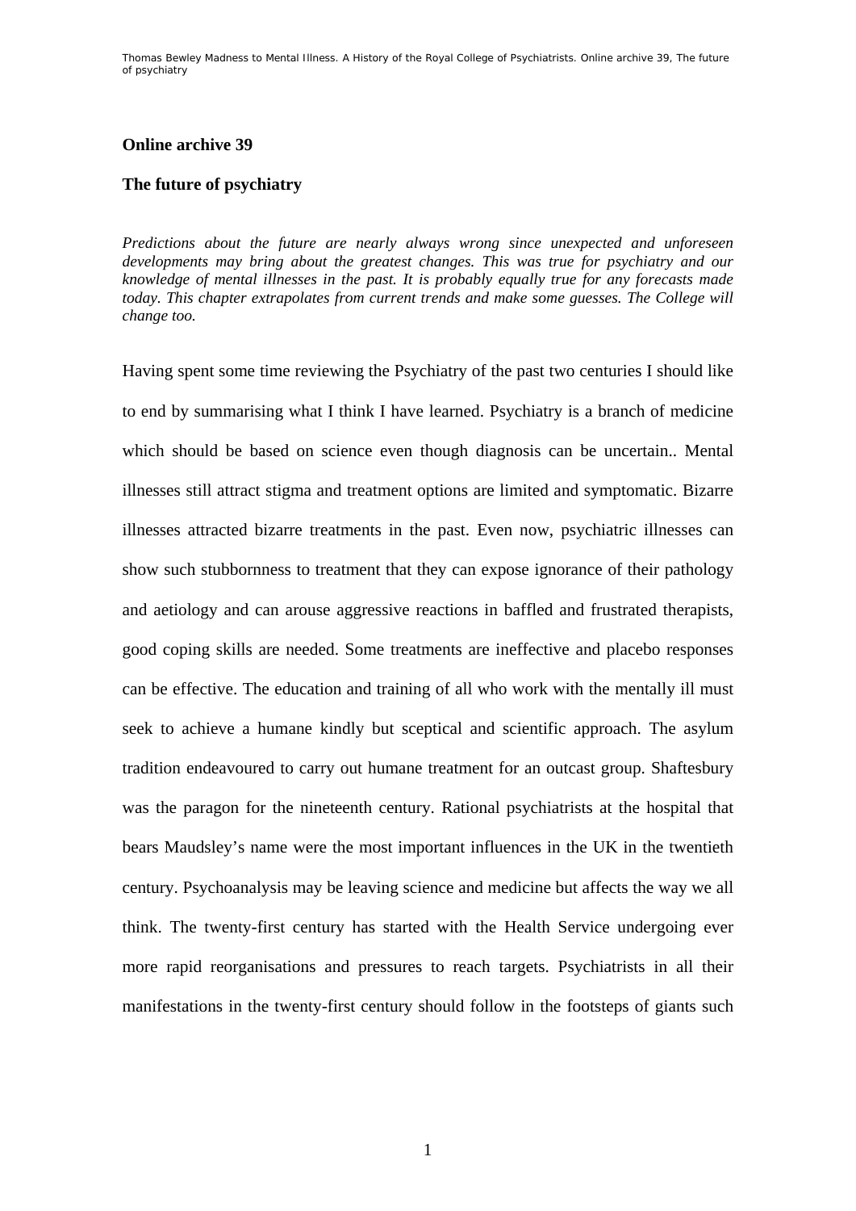# Online archive 39

## The future of psychiatry

*Predictions about the future are nearly always wrong since unexpected and unforeseen developments may bring about the greatest changes. This was true for psychiatry and our knowledge of mental illnesses in the past. It is probably equally true for any forecasts made today. This chapter extrapolates from current trends and make some guesses. The College will change too.*

Having spent some time reviewing the Psychiatry of the past two centuries I should like to end by summarising what I think I have learned. Psychiatry is a branch of medicine which should be based on science even though diagnosis can be uncertain.. Mental illnesses still attract stigma and treatment options are limited and symptomatic. Bizarre illnesses attracted bizarre treatments in the past. Even now, psychiatric illnesses can show such stubbornness to treatment that they can expose ignorance of their pathology and aetiology and can arouse aggressive reactions in baffled and frustrated therapists, good coping skills are needed. Some treatments are ineffective and placebo responses can be effective. The education and training of all who work with the mentally ill must seek to achieve a humane kindly but sceptical and scientific approach. The asylum tradition endeavoured to carry out humane treatment for an outcast group. Shaftesbury was the paragon for the nineteenth century. Rational psychiatrists at the hospital that bears Maudsley's name were the most important influences in the UK in the twentieth century. Psychoanalysis may be leaving science and medicine but affects the way we all think. The twenty-first century has started with the Health Service undergoing ever more rapid reorganisations and pressures to reach targets. Psychiatrists in all their manifestations in the twenty-first century should follow in the footsteps of giants such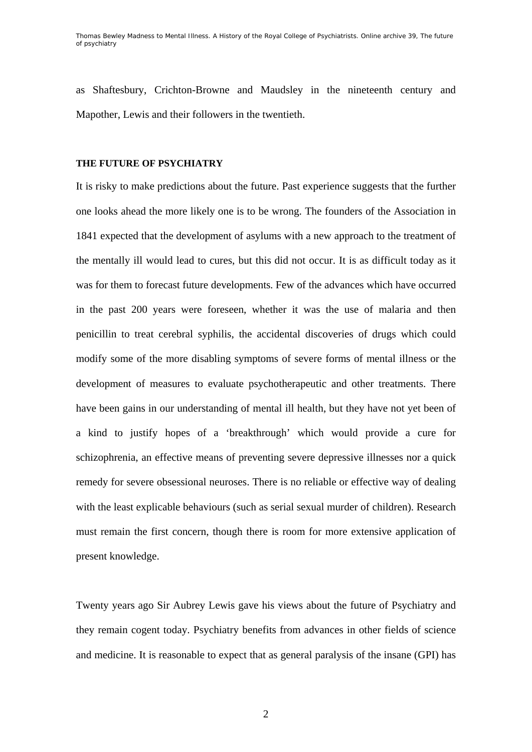as Shaftesbury, Crichton-Browne and Maudsley in the nineteenth century and Mapother, Lewis and their followers in the twentieth.

**THE FUTURE OF PSYCHIATRY**

It is risky to make predictions about the future. Past experience suggests that the further one looks ahead the more likely one is to be wrong. The founders of the Association in 1841 expected that the development of asylums with a new approach to the treatment of the mentally ill would lead to cures, but this did not occur. It is as difficult today as it was for them to forecast future developments. Few of the advances which have occurred in the past 200 years were foreseen, whether it was the use of malaria and then penicillin to treat cerebral syphilis, the accidental discoveries of drugs which could modify some of the more disabling symptoms of severe forms of mental illness or the development of measures to evaluate psychotherapeutic and other treatments. There have been gains in our understanding of mental ill health, but they have not yet been of a kind to justify hopes of a 'breakthrough' which would provide a cure for schizophrenia, an effective means of preventing severe depressive illnesses nor a quick remedy for severe obsessional neuroses. There is no reliable or effective way of dealing with the least explicable behaviours (such as serial sexual murder of children). Research must remain the first concern, though there is room for more extensive application of present knowledge.

Twenty years ago Sir Aubrey Lewis gave his views about the future of Psychiatry and they remain cogent today. Psychiatry benefits from advances in other fields of science and medicine. It is reasonable to expect that as general paralysis of the insane (GPI) has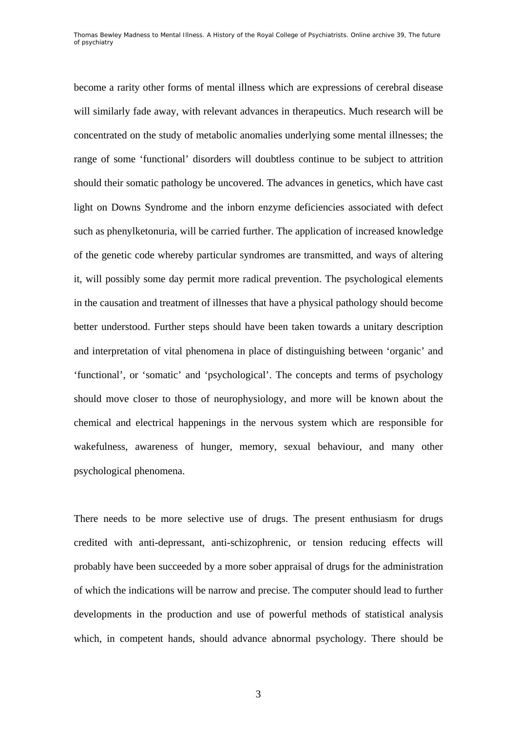become a rarity other forms of mental illness which are expressions of cerebral disease will similarly fade away, with relevant advances in therapeutics. Much research will be concentrated on the study of metabolic anomalies underlying some mental illnesses; the range of some 'functional' disorders will doubtless continue to be subject to attrition should their somatic pathology be uncovered. The advances in genetics, which have cast light on Downs Syndrome and the inborn enzyme deficiencies associated with defect such as phenylketonuria, will be carried further. The application of increased knowledge of the genetic code whereby particular syndromes are transmitted, and ways of altering it, will possibly some day permit more radical prevention. The psychological elements in the causation and treatment of illnesses that have a physical pathology should become better understood. Further steps should have been taken towards a unitary description and interpretation of vital phenomena in place of distinguishing between 'organic' and 'functional', or 'somatic' and 'psychological'. The concepts and terms of psychology should move closer to those of neurophysiology, and more will be known about the chemical and electrical happenings in the nervous system which are responsible for wakefulness, awareness of hunger, memory, sexual behaviour, and many other psychological phenomena.

There needs to be more selective use of drugs. The present enthusiasm for drugs credited with anti-depressant, anti-schizophrenic, or tension reducing effects will probably have been succeeded by a more sober appraisal of drugs for the administration of which the indications will be narrow and precise. The computer should lead to further developments in the production and use of powerful methods of statistical analysis which, in competent hands, should advance abnormal psychology. There should be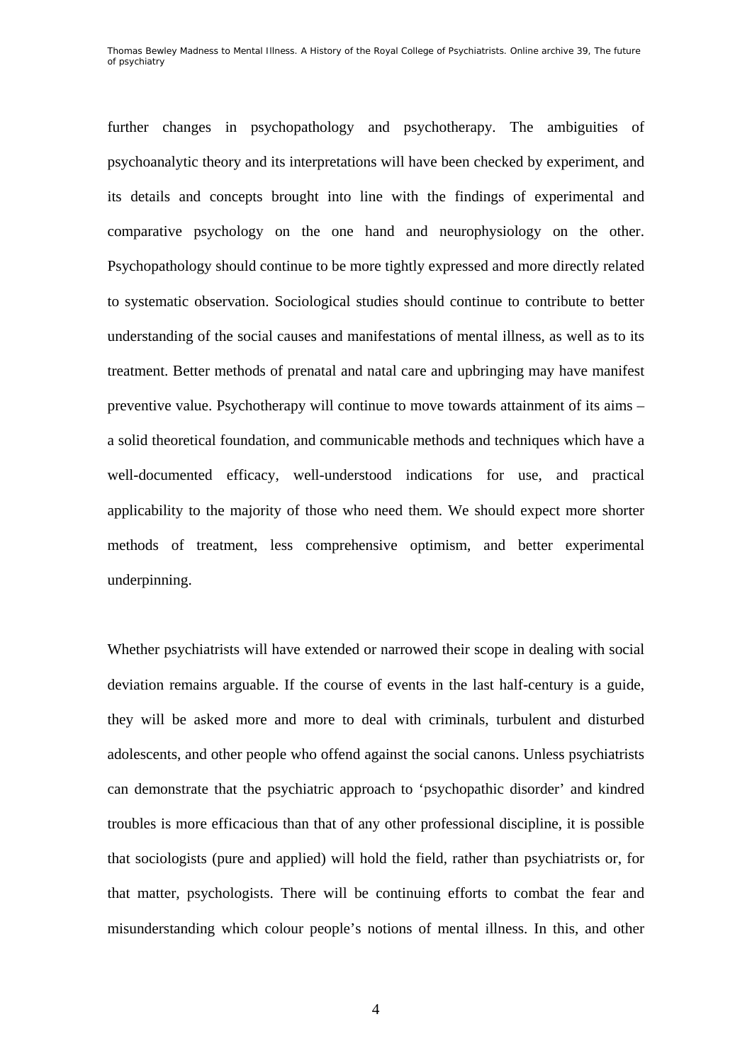further changes in psychopathology and psychotherapy. The ambiguities of psychoanalytic theory and its interpretations will have been checked by experiment, and its details and concepts brought into line with the findings of experimental and comparative psychology on the one hand and neurophysiology on the other. Psychopathology should continue to be more tightly expressed and more directly related to systematic observation. Sociological studies should continue to contribute to better understanding of the social causes and manifestations of mental illness, as well as to its treatment. Better methods of prenatal and natal care and upbringing may have manifest preventive value. Psychotherapy will continue to move towards attainment of its aims – a solid theoretical foundation, and communicable methods and techniques which have a well-documented efficacy, well-understood indications for use, and practical applicability to the majority of those who need them. We should expect more shorter methods of treatment, less comprehensive optimism, and better experimental underpinning.

Whether psychiatrists will have extended or narrowed their scope in dealing with social deviation remains arguable. If the course of events in the last half-century is a guide, they will be asked more and more to deal with criminals, turbulent and disturbed adolescents, and other people who offend against the social canons. Unless psychiatrists can demonstrate that the psychiatric approach to 'psychopathic disorder' and kindred troubles is more efficacious than that of any other professional discipline, it is possible that sociologists (pure and applied) will hold the field, rather than psychiatrists or, for that matter, psychologists. There will be continuing efforts to combat the fear and misunderstanding which colour people's notions of mental illness. In this, and other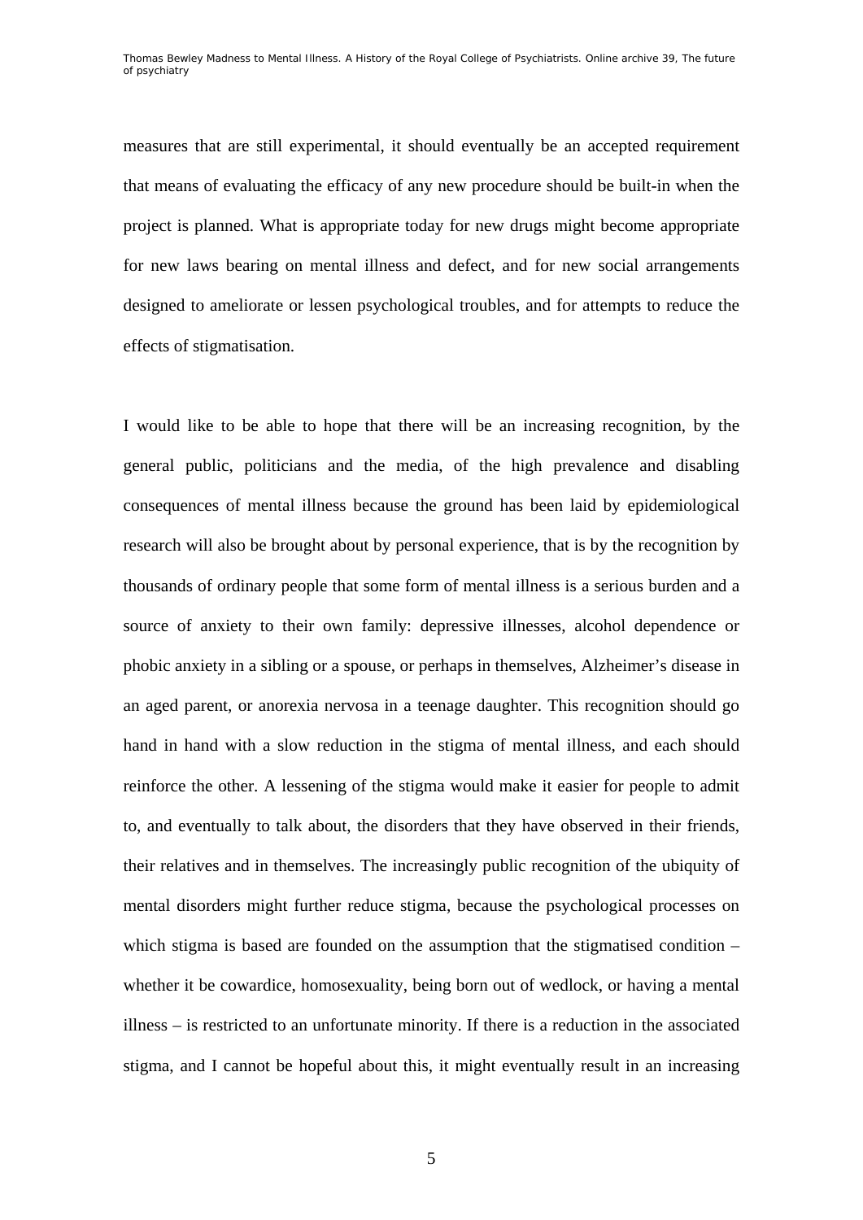measures that are still experimental, it should eventually be an accepted requirement that means of evaluating the efficacy of any new procedure should be built-in when the project is planned. What is appropriate today for new drugs might become appropriate for new laws bearing on mental illness and defect, and for new social arrangements designed to ameliorate or lessen psychological troubles, and for attempts to reduce the effects of stigmatisation.

I would like to be able to hope that there will be an increasing recognition, by the general public, politicians and the media, of the high prevalence and disabling consequences of mental illness because the ground has been laid by epidemiological research will also be brought about by personal experience, that is by the recognition by thousands of ordinary people that some form of mental illness is a serious burden and a source of anxiety to their own family: depressive illnesses, alcohol dependence or phobic anxiety in a sibling or a spouse, or perhaps in themselves, Alzheimer's disease in an aged parent, or anorexia nervosa in a teenage daughter. This recognition should go hand in hand with a slow reduction in the stigma of mental illness, and each should reinforce the other. A lessening of the stigma would make it easier for people to admit to, and eventually to talk about, the disorders that they have observed in their friends, their relatives and in themselves. The increasingly public recognition of the ubiquity of mental disorders might further reduce stigma, because the psychological processes on which stigma is based are founded on the assumption that the stigmatised condition – whether it be cowardice, homosexuality, being born out of wedlock, or having a mental illness – is restricted to an unfortunate minority. If there is a reduction in the associated stigma, and I cannot be hopeful about this, it might eventually result in an increasing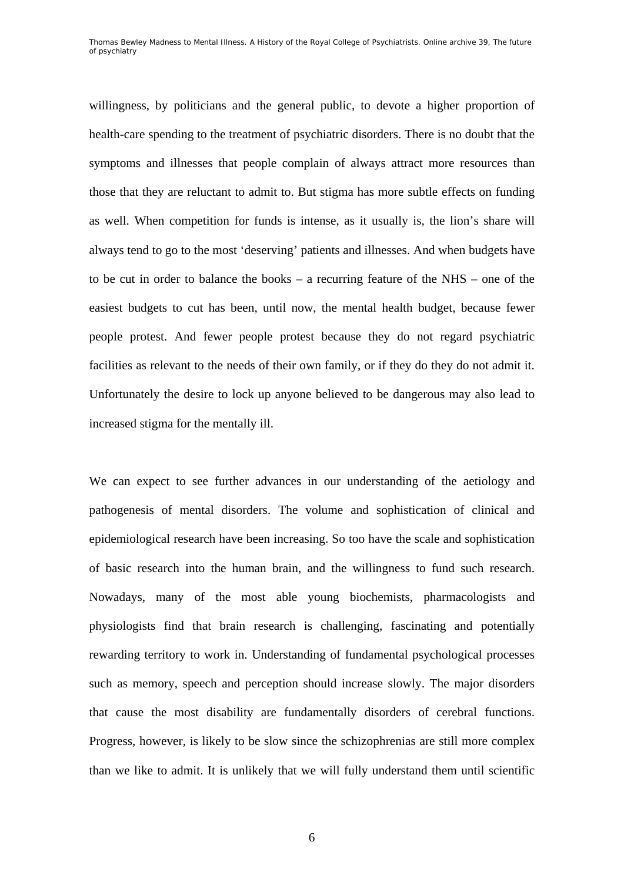willingness, by politicians and the general public, to devote a higher proportion of health-care spending to the treatment of psychiatric disorders. There is no doubt that the symptoms and illnesses that people complain of always attract more resources than those that they are reluctant to admit to. But stigma has more subtle effects on funding as well. When competition for funds is intense, as it usually is, the lion's share will always tend to go to the most 'deserving' patients and illnesses. And when budgets have to be cut in order to balance the books – a recurring feature of the NHS – one of the easiest budgets to cut has been, until now, the mental health budget, because fewer people protest. And fewer people protest because they do not regard psychiatric facilities as relevant to the needs of their own family, or if they do they do not admit it. Unfortunately the desire to lock up anyone believed to be dangerous may also lead to increased stigma for the mentally ill.

We can expect to see further advances in our understanding of the aetiology and pathogenesis of mental disorders. The volume and sophistication of clinical and epidemiological research have been increasing. So too have the scale and sophistication of basic research into the human brain, and the willingness to fund such research. Nowadays, many of the most able young biochemists, pharmacologists and physiologists find that brain research is challenging, fascinating and potentially rewarding territory to work in. Understanding of fundamental psychological processes such as memory, speech and perception should increase slowly. The major disorders that cause the most disability are fundamentally disorders of cerebral functions. Progress, however, is likely to be slow since the schizophrenias are still more complex than we like to admit. It is unlikely that we will fully understand them until scientific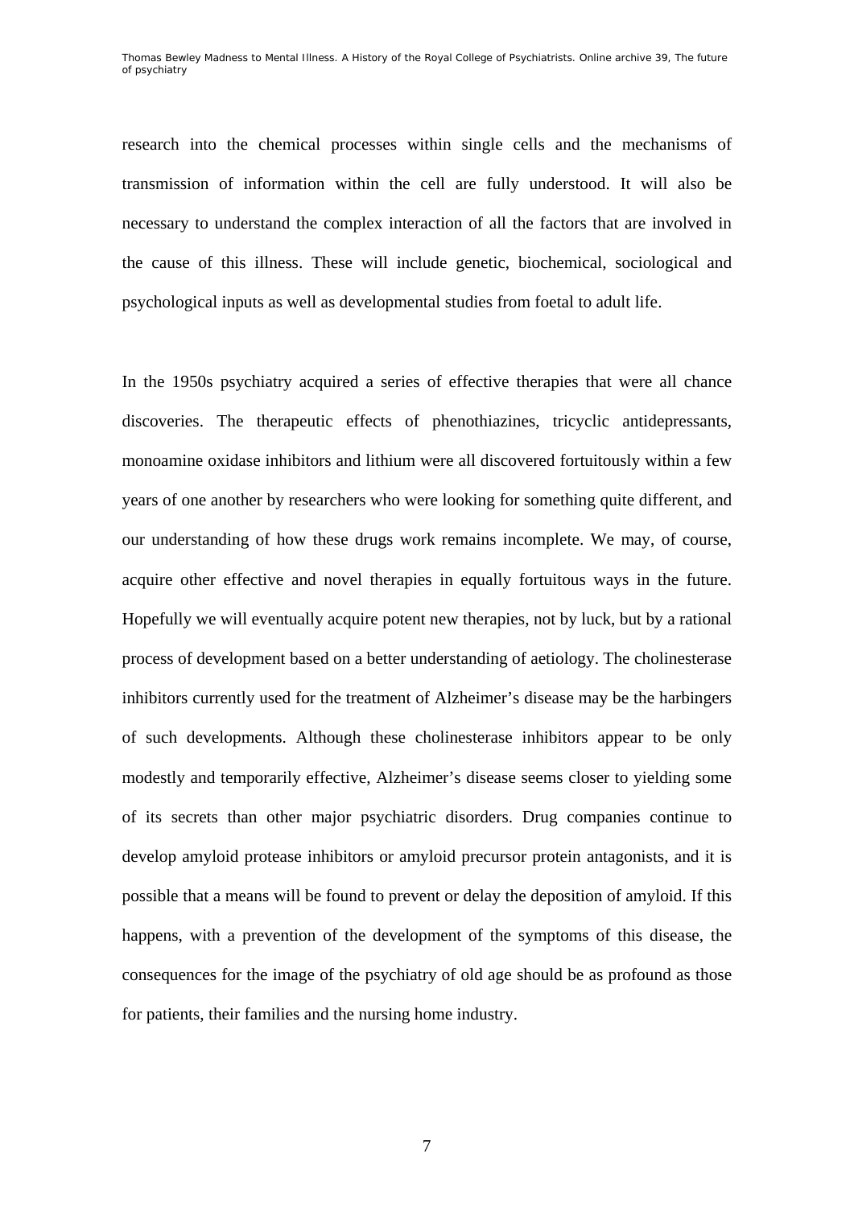research into the chemical processes within single cells and the mechanisms of transmission of information within the cell are fully understood. It will also be necessary to understand the complex interaction of all the factors that are involved in the cause of this illness. These will include genetic, biochemical, sociological and psychological inputs as well as developmental studies from foetal to adult life.

In the 1950s psychiatry acquired a series of effective therapies that were all chance discoveries. The therapeutic effects of phenothiazines, tricyclic antidepressants, monoamine oxidase inhibitors and lithium were all discovered fortuitously within a few years of one another by researchers who were looking for something quite different, and our understanding of how these drugs work remains incomplete. We may, of course, acquire other effective and novel therapies in equally fortuitous ways in the future. Hopefully we will eventually acquire potent new therapies, not by luck, but by a rational process of development based on a better understanding of aetiology. The cholinesterase inhibitors currently used for the treatment of Alzheimer's disease may be the harbingers of such developments. Although these cholinesterase inhibitors appear to be only modestly and temporarily effective, Alzheimer's disease seems closer to yielding some of its secrets than other major psychiatric disorders. Drug companies continue to develop amyloid protease inhibitors or amyloid precursor protein antagonists, and it is possible that a means will be found to prevent or delay the deposition of amyloid. If this happens, with a prevention of the development of the symptoms of this disease, the consequences for the image of the psychiatry of old age should be as profound as those for patients, their families and the nursing home industry.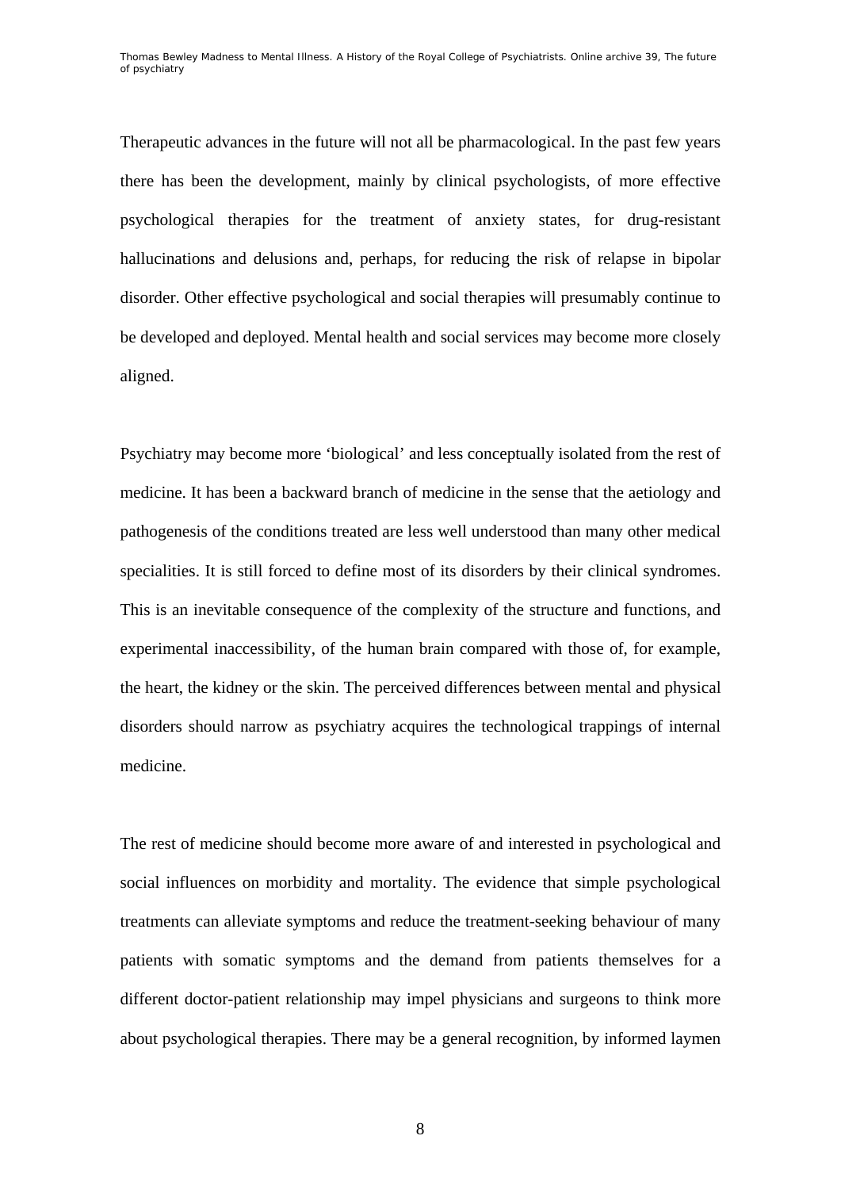Therapeutic advances in the future will not all be pharmacological. In the past few years there has been the development, mainly by clinical psychologists, of more effective psychological therapies for the treatment of anxiety states, for drug-resistant hallucinations and delusions and, perhaps, for reducing the risk of relapse in bipolar disorder. Other effective psychological and social therapies will presumably continue to be developed and deployed. Mental health and social services may become more closely aligned.

Psychiatry may become more 'biological' and less conceptually isolated from the rest of medicine. It has been a backward branch of medicine in the sense that the aetiology and pathogenesis of the conditions treated are less well understood than many other medical specialities. It is still forced to define most of its disorders by their clinical syndromes. This is an inevitable consequence of the complexity of the structure and functions, and experimental inaccessibility, of the human brain compared with those of, for example, the heart, the kidney or the skin. The perceived differences between mental and physical disorders should narrow as psychiatry acquires the technological trappings of internal medicine.

The rest of medicine should become more aware of and interested in psychological and social influences on morbidity and mortality. The evidence that simple psychological treatments can alleviate symptoms and reduce the treatment-seeking behaviour of many patients with somatic symptoms and the demand from patients themselves for a different doctor-patient relationship may impel physicians and surgeons to think more about psychological therapies. There may be a general recognition, by informed laymen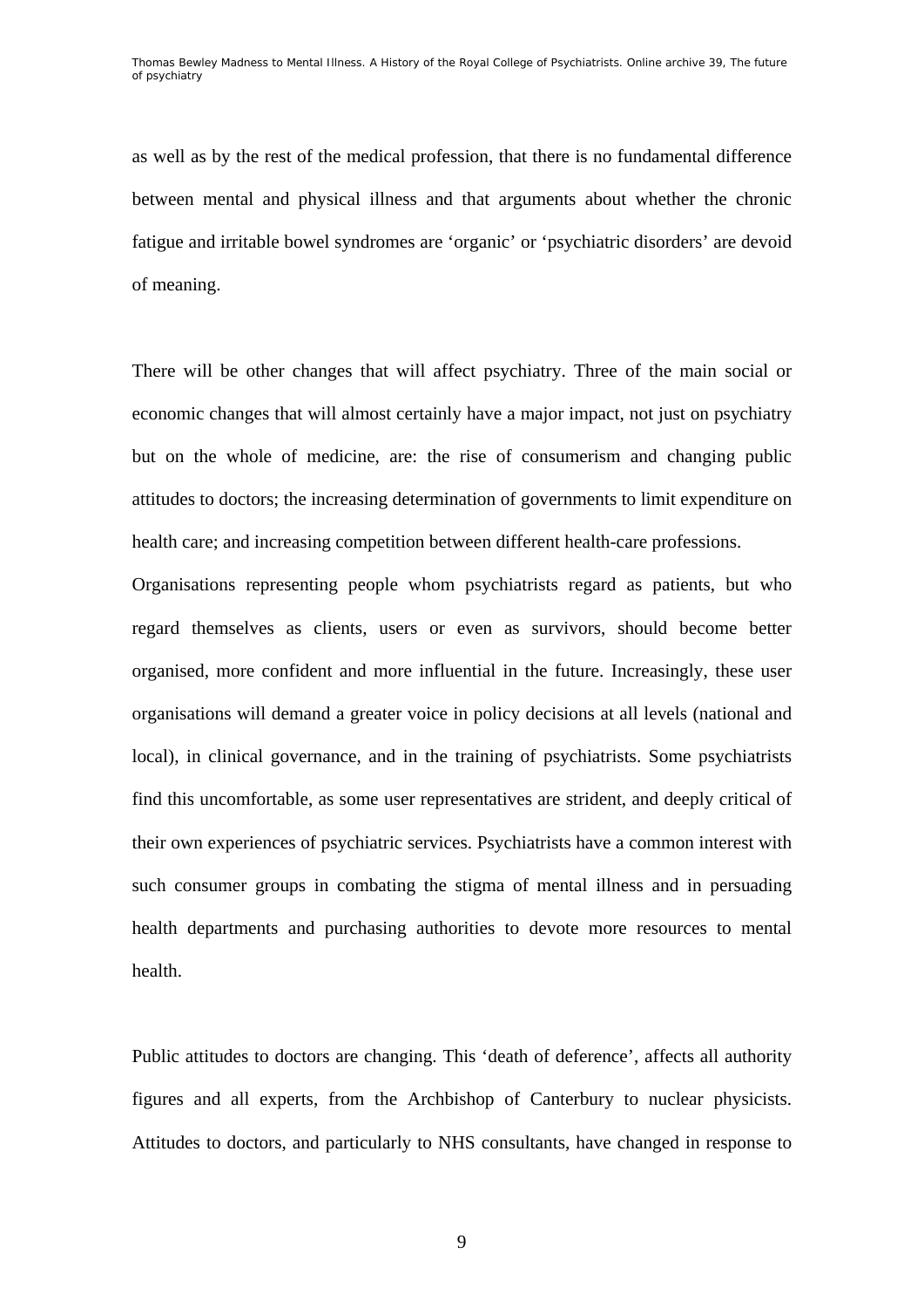as well as by the rest of the medical profession, that there is no fundamental difference between mental and physical illness and that arguments about whether the chronic fatigue and irritable bowel syndromes are 'organic' or 'psychiatric disorders' are devoid of meaning.

There will be other changes that will affect psychiatry. Three of the main social or economic changes that will almost certainly have a major impact, not just on psychiatry but on the whole of medicine, are: the rise of consumerism and changing public attitudes to doctors; the increasing determination of governments to limit expenditure on health care; and increasing competition between different health-care professions.

Organisations representing people whom psychiatrists regard as patients, but who regard themselves as clients, users or even as survivors, should become better organised, more confident and more influential in the future. Increasingly, these user organisations will demand a greater voice in policy decisions at all levels (national and local), in clinical governance, and in the training of psychiatrists. Some psychiatrists find this uncomfortable, as some user representatives are strident, and deeply critical of their own experiences of psychiatric services. Psychiatrists have a common interest with such consumer groups in combating the stigma of mental illness and in persuading health departments and purchasing authorities to devote more resources to mental health.

Public attitudes to doctors are changing. This 'death of deference', affects all authority figures and all experts, from the Archbishop of Canterbury to nuclear physicists. Attitudes to doctors, and particularly to NHS consultants, have changed in response to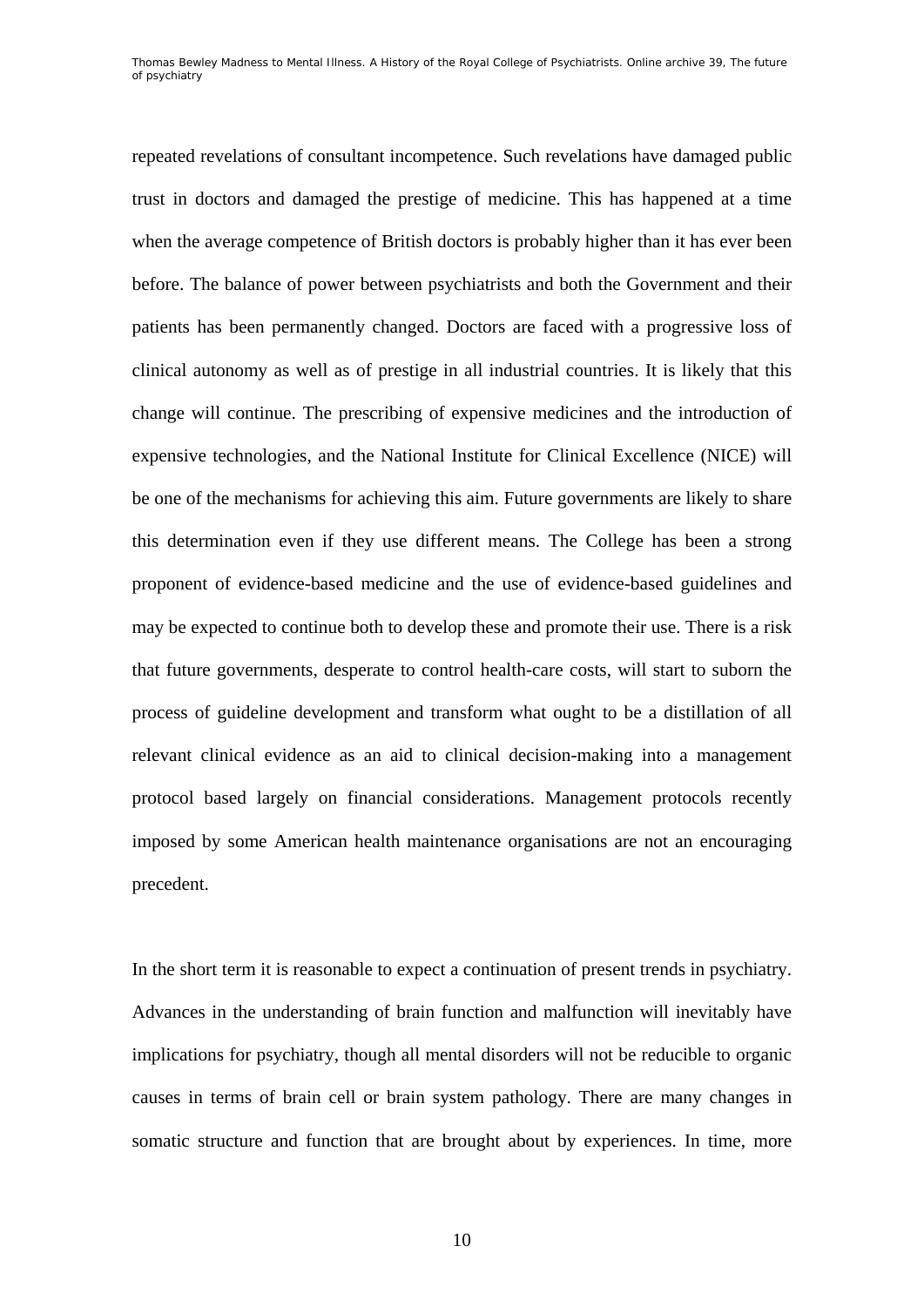repeated revelations of consultant incompetence. Such revelations have damaged public trust in doctors and damaged the prestige of medicine. This has happened at a time when the average competence of British doctors is probably higher than it has ever been before. The balance of power between psychiatrists and both the Government and their patients has been permanently changed. Doctors are faced with a progressive loss of clinical autonomy as well as of prestige in all industrial countries. It is likely that this change will continue. The prescribing of expensive medicines and the introduction of expensive technologies, and the National Institute for Clinical Excellence (NICE) will be one of the mechanisms for achieving this aim. Future governments are likely to share this determination even if they use different means. The College has been a strong proponent of evidence-based medicine and the use of evidence-based guidelines and may be expected to continue both to develop these and promote their use. There is a risk that future governments, desperate to control health-care costs, will start to suborn the process of guideline development and transform what ought to be a distillation of all relevant clinical evidence as an aid to clinical decision-making into a management protocol based largely on financial considerations. Management protocols recently imposed by some American health maintenance organisations are not an encouraging precedent.

In the short term it is reasonable to expect a continuation of present trends in psychiatry. Advances in the understanding of brain function and malfunction will inevitably have implications for psychiatry, though all mental disorders will not be reducible to organic causes in terms of brain cell or brain system pathology. There are many changes in somatic structure and function that are brought about by experiences. In time, more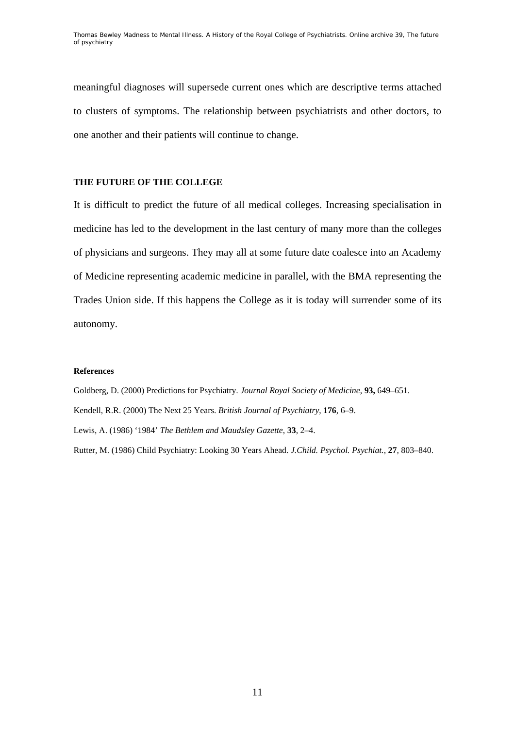meaningful diagnoses will supersede current ones which are descriptive terms attached to clusters of symptoms. The relationship between psychiatrists and other doctors, to one another and their patients will continue to change.

## THE FUTURE OF THE COLLEGE

It is difficult to predict the future of all medical colleges. Increasing specialisation in medicine has led to the development in the last century of many more than the colleges of physicians and surgeons. They may all at some future date coalesce into an Academy of Medicine representing academic medicine in parallel, with the BMA representing the Trades Union side. If this happens the College as it is today will surrender some of its autonomy.

### References

Goldberg, D. (2000) Predictions for Psychiatry. *Journal Royal Society of Medicine*, **93,** 649–651.

Kendell, R.R. (2000) The Next 25 Years. *British Journal of Psychiatry*, **176**, 6–9.

Lewis, A. (1986) '1984' *The Bethlem and Maudsley Gazette*, **33**, 2–4.

Rutter, M. (1986) Child Psychiatry: Looking 30 Years Ahead. *J.Child. Psychol. Psychiat.*, **27**, 803–840.